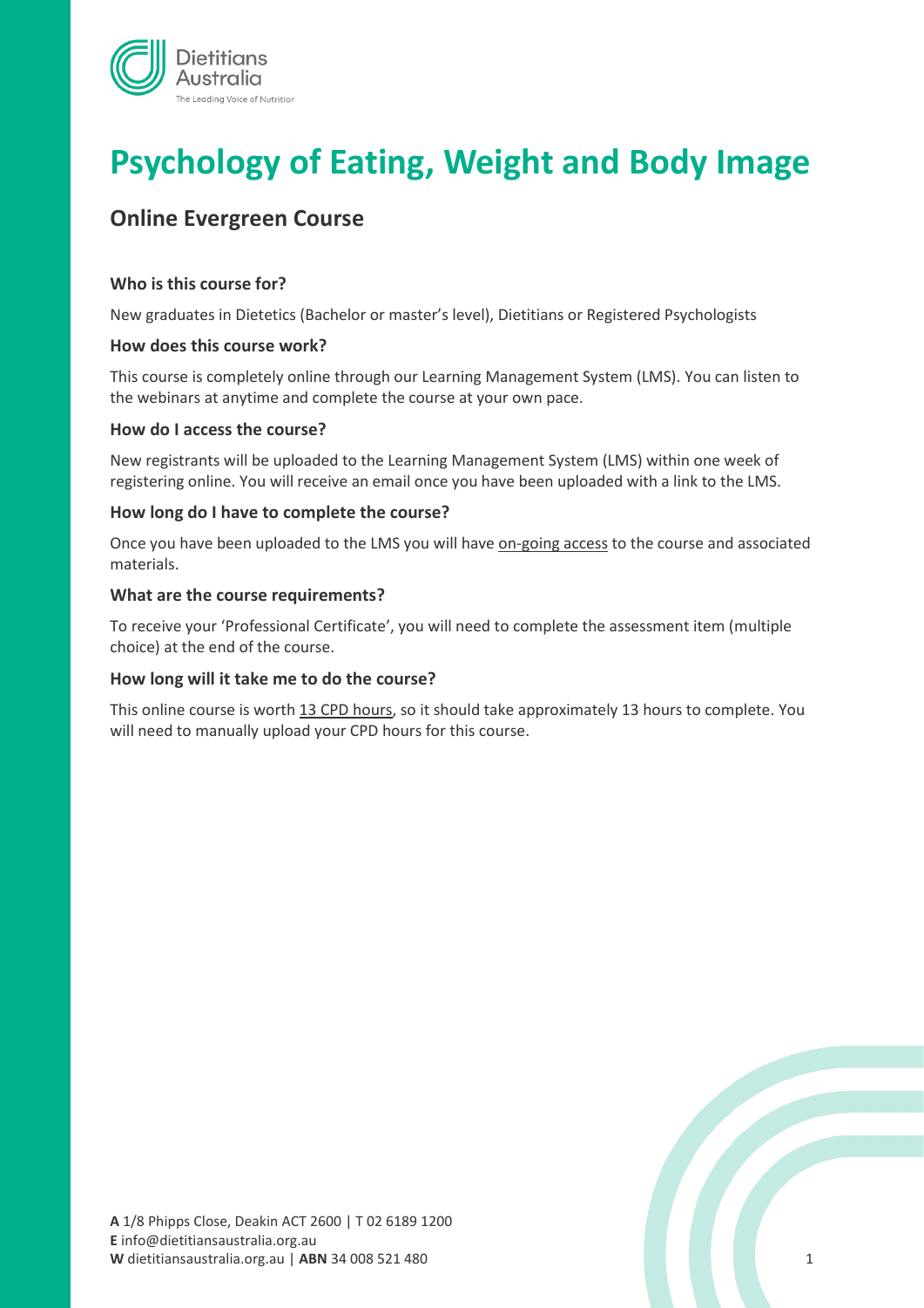# Psychology of Eating, Weight and Body Image

## Online Evergreen Course

### Who is this course for?

New graduates in Dietetics (Bachelor or master's level), Dietitians or Registered Psychologists

### How does this course work?

This course is completely online through our Learning Management System (LMS). You can listen to the webinars at anytime and complete the course at your own pace.

### How do I access the course?

New registrants will be uploaded to the Learning Management System (LMS) within one week of registering online. You will receive an email once you have been uploaded with a link to the LMS.

### How long do I have to complete the course?

Once you have been uploaded to the LMS you will have on-going access to the course and associated materials.

### What are the course requirements?

To receive your 'Professional Certificate', you will need to complete the assessment item (multiple choice) at the end of the course.

### How long will it take me to do the course?

This online course is worth 13 CPD hours, so it should take approximately 13 hours to complete. You will need to manually upload your CPD hours for this course.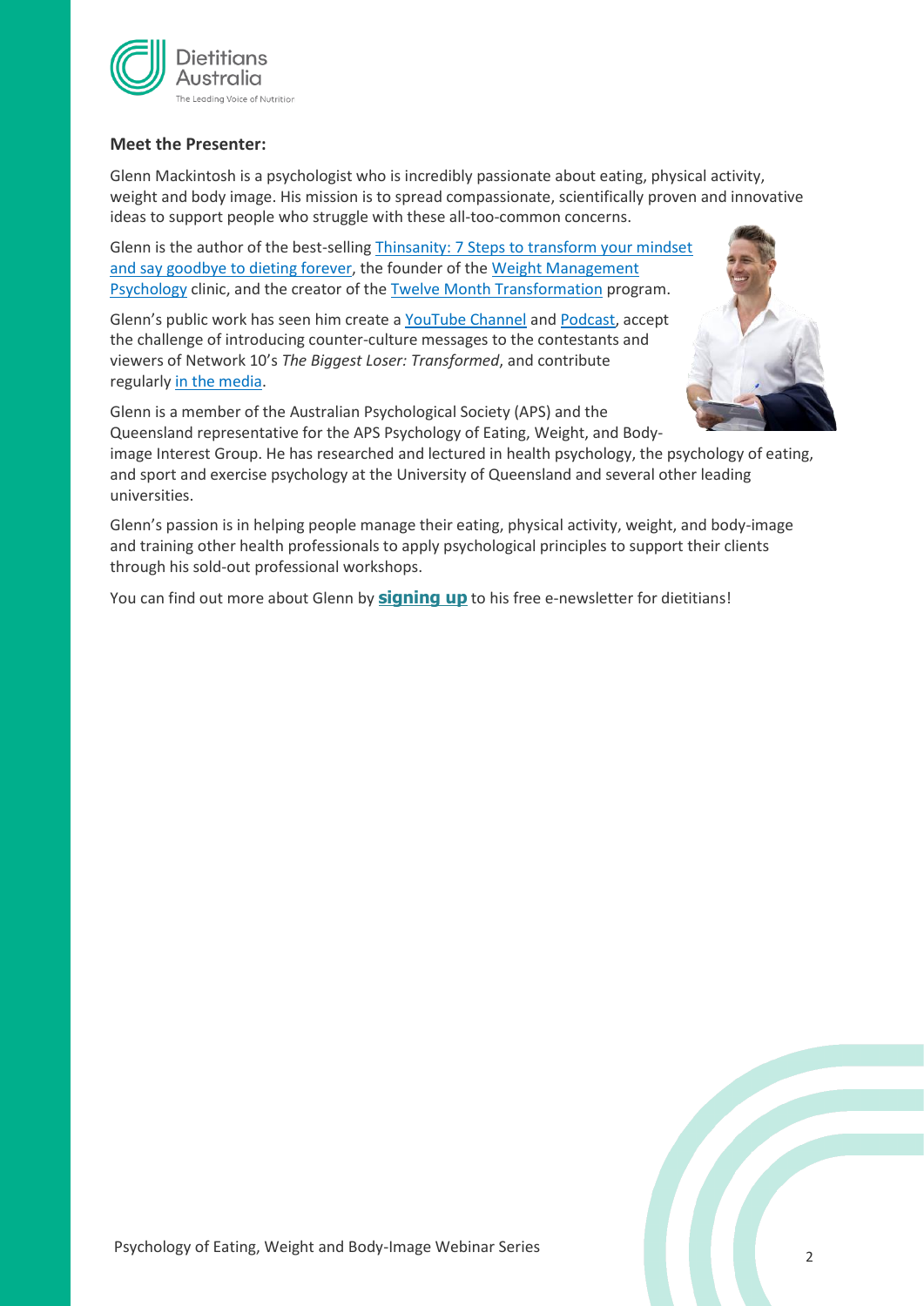## Meet the Presenter:

Glenn Mackintosh is a psychologist who is incredibly passionate about eating, physical activity, weight and body image. His mission is to spread compassionate, scientifically proven and innovative ideas to support people who struggle with these all-too-common concerns.

Glenn is the author of the best-selling Thinsanity: 7 Steps to transform your mindset and say goodbye to dieting forever, the founder of the Weight Management Psychology clinic, and the creator of the Twelve Month Transformation program.

Glenn's public work has seen him create a YouTube Channel and Podcast, accept the challenge of introducing counter-culture messages to the contestants and viewers of Network 10's *The Biggest Loser: Transformed*, and contribute regularly in the media.

Glenn is a member of the Australian Psychological Society (APS) and the Queensland representative for the APS Psychology of Eating, Weight, and Body-image Interest Group. He has researched and lectured in health psychology, the psychology of eating, and sport and exercise psychology at the University of Queensland and several other leading universities.

Glenn's passion is in helping people manage their eating, physical activity, weight, and body-image and training other health professionals to apply psychological principles to support their clients through his sold-out professional workshops.

You can find out more about Glenn by **signing up** to his free e-newsletter for dietitians!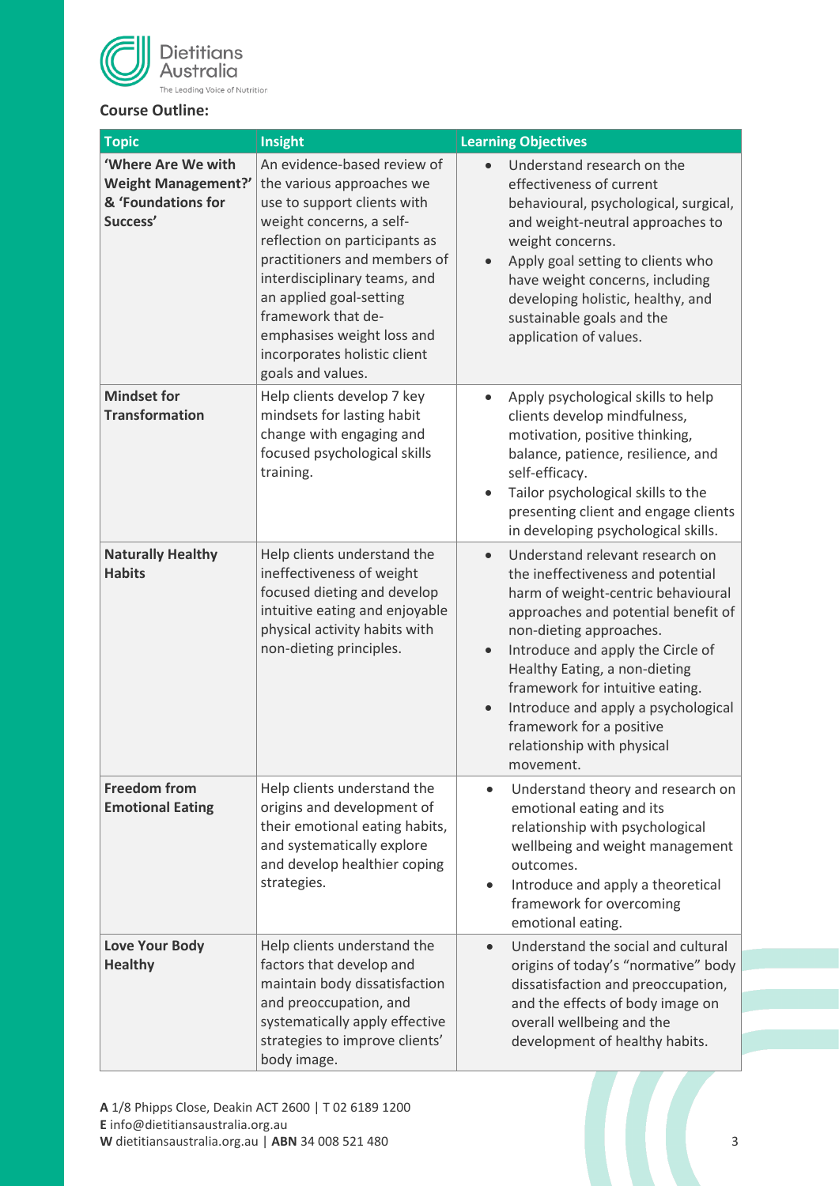**Course Outline:**

| Topic | Insight | Learning Objectives |
|---|---|---|
| **'Where Are We with Weight Management?' & 'Foundations for Success'** | An evidence-based review of the various approaches we use to support clients with weight concerns, a self-reflection on participants as practitioners and members of interdisciplinary teams, and an applied goal-setting framework that de-emphasises weight loss and incorporates holistic client goals and values. | • Understand research on the effectiveness of current behavioural, psychological, surgical, and weight-neutral approaches to weight concerns.<br>• Apply goal setting to clients who have weight concerns, including developing holistic, healthy, and sustainable goals and the application of values. |
| **Mindset for Transformation** | Help clients develop 7 key mindsets for lasting habit change with engaging and focused psychological skills training. | • Apply psychological skills to help clients develop mindfulness, motivation, positive thinking, balance, patience, resilience, and self-efficacy.<br>• Tailor psychological skills to the presenting client and engage clients in developing psychological skills. |
| **Naturally Healthy Habits** | Help clients understand the ineffectiveness of weight focused dieting and develop intuitive eating and enjoyable physical activity habits with non-dieting principles. | • Understand relevant research on the ineffectiveness and potential harm of weight-centric behavioural approaches and potential benefit of non-dieting approaches.<br>• Introduce and apply the Circle of Healthy Eating, a non-dieting framework for intuitive eating.<br>• Introduce and apply a psychological framework for a positive relationship with physical movement. |
| **Freedom from Emotional Eating** | Help clients understand the origins and development of their emotional eating habits, and systematically explore and develop healthier coping strategies. | • Understand theory and research on emotional eating and its relationship with psychological wellbeing and weight management outcomes.<br>• Introduce and apply a theoretical framework for overcoming emotional eating. |
| **Love Your Body Healthy** | Help clients understand the factors that develop and maintain body dissatisfaction and preoccupation, and systematically apply effective strategies to improve clients' body image. | • Understand the social and cultural origins of today's "normative" body dissatisfaction and preoccupation, and the effects of body image on overall wellbeing and the development of healthy habits. |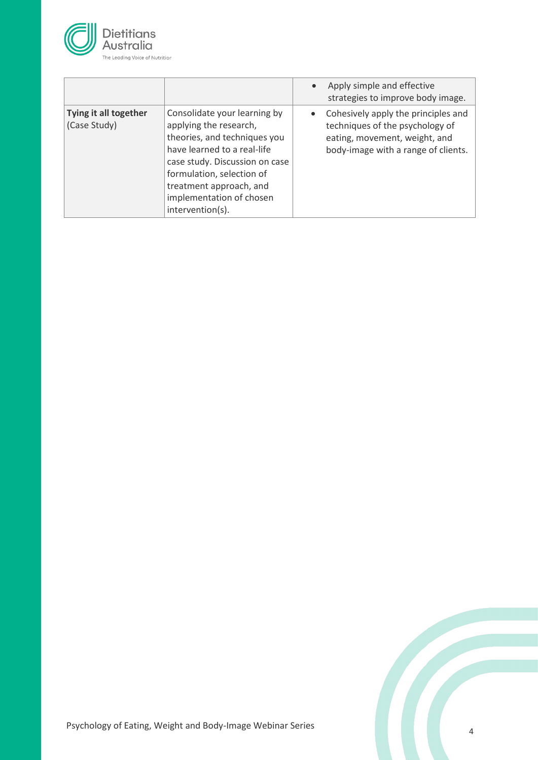| | | |
|---|---|---|
| | | • Apply simple and effective strategies to improve body image. |
| **Tying it all together** (Case Study) | Consolidate your learning by applying the research, theories, and techniques you have learned to a real-life case study. Discussion on case formulation, selection of treatment approach, and implementation of chosen intervention(s). | • Cohesively apply the principles and techniques of the psychology of eating, movement, weight, and body-image with a range of clients. |